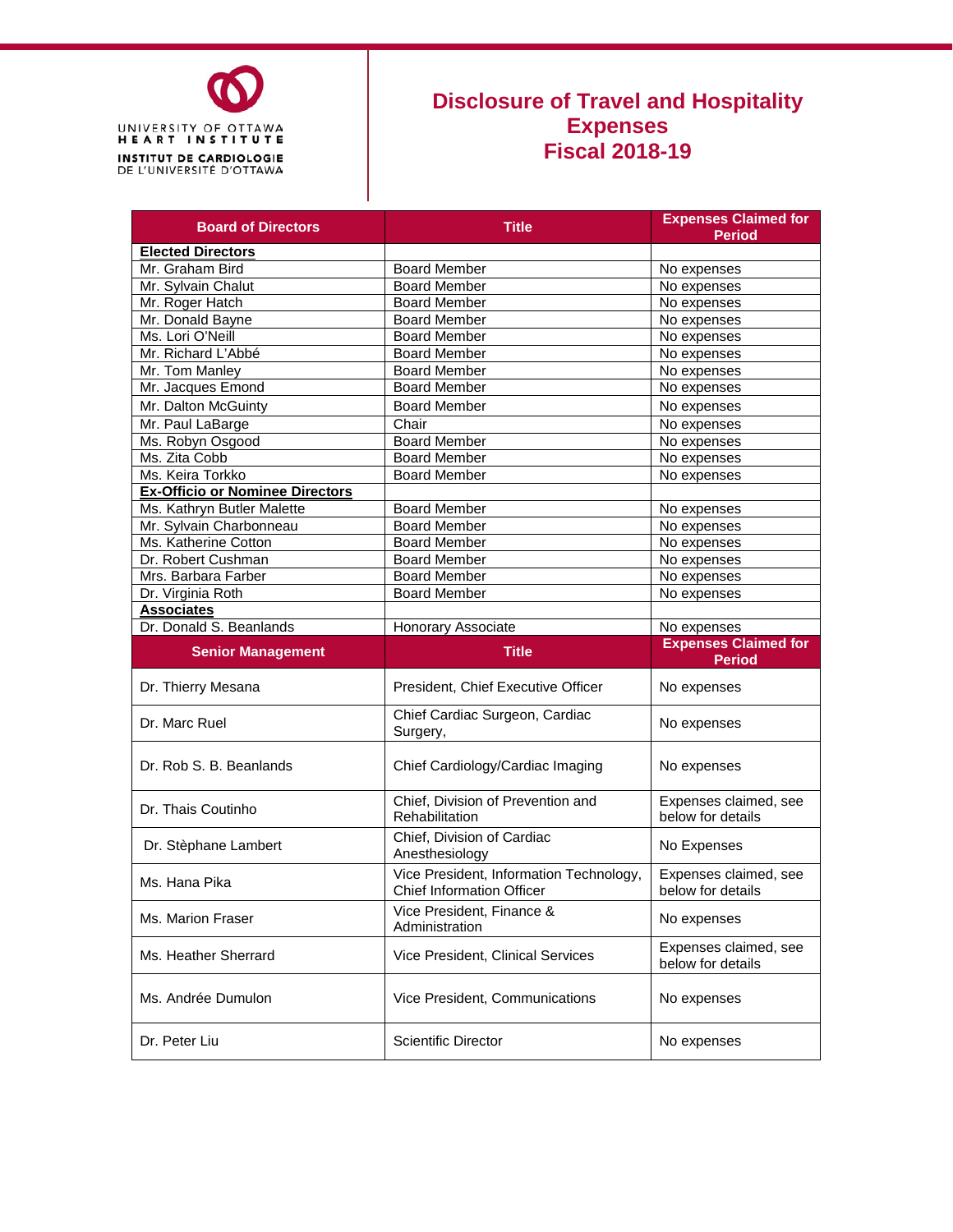UNIVERSITY OF OTTAWA HEART INSTITUTE
INSTITUT DE CARDIOLOGIE DE L'UNIVERSITÉ D'OTTAWA

# Disclosure of Travel and Hospitality Expenses Fiscal 2018-19

| Board of Directors | Title | Expenses Claimed for Period |
|---|---|---|
| **Elected Directors** | | |
| Mr. Graham Bird | Board Member | No expenses |
| Mr. Sylvain Chalut | Board Member | No expenses |
| Mr. Roger Hatch | Board Member | No expenses |
| Mr. Donald Bayne | Board Member | No expenses |
| Ms. Lori O'Neill | Board Member | No expenses |
| Mr. Richard L'Abbé | Board Member | No expenses |
| Mr. Tom Manley | Board Member | No expenses |
| Mr. Jacques Emond | Board Member | No expenses |
| Mr. Dalton McGuinty | Board Member | No expenses |
| Mr. Paul LaBarge | Chair | No expenses |
| Ms. Robyn Osgood | Board Member | No expenses |
| Ms. Zita Cobb | Board Member | No expenses |
| Ms. Keira Torkko | Board Member | No expenses |
| **Ex-Officio or Nominee Directors** | | |
| Ms. Kathryn Butler Malette | Board Member | No expenses |
| Mr. Sylvain Charbonneau | Board Member | No expenses |
| Ms. Katherine Cotton | Board Member | No expenses |
| Dr. Robert Cushman | Board Member | No expenses |
| Mrs. Barbara Farber | Board Member | No expenses |
| Dr. Virginia Roth | Board Member | No expenses |
| **Associates** | | |
| Dr. Donald S. Beanlands | Honorary Associate | No expenses |
| **Senior Management** | **Title** | **Expenses Claimed for Period** |
| Dr. Thierry Mesana | President, Chief Executive Officer | No expenses |
| Dr. Marc Ruel | Chief Cardiac Surgeon, Cardiac Surgery, | No expenses |
| Dr. Rob S. B. Beanlands | Chief Cardiology/Cardiac Imaging | No expenses |
| Dr. Thais Coutinho | Chief, Division of Prevention and Rehabilitation | Expenses claimed, see below for details |
| Dr. Stèphane Lambert | Chief, Division of Cardiac Anesthesiology | No Expenses |
| Ms. Hana Pika | Vice President, Information Technology, Chief Information Officer | Expenses claimed, see below for details |
| Ms. Marion Fraser | Vice President, Finance & Administration | No expenses |
| Ms. Heather Sherrard | Vice President, Clinical Services | Expenses claimed, see below for details |
| Ms. Andrée Dumulon | Vice President, Communications | No expenses |
| Dr. Peter Liu | Scientific Director | No expenses |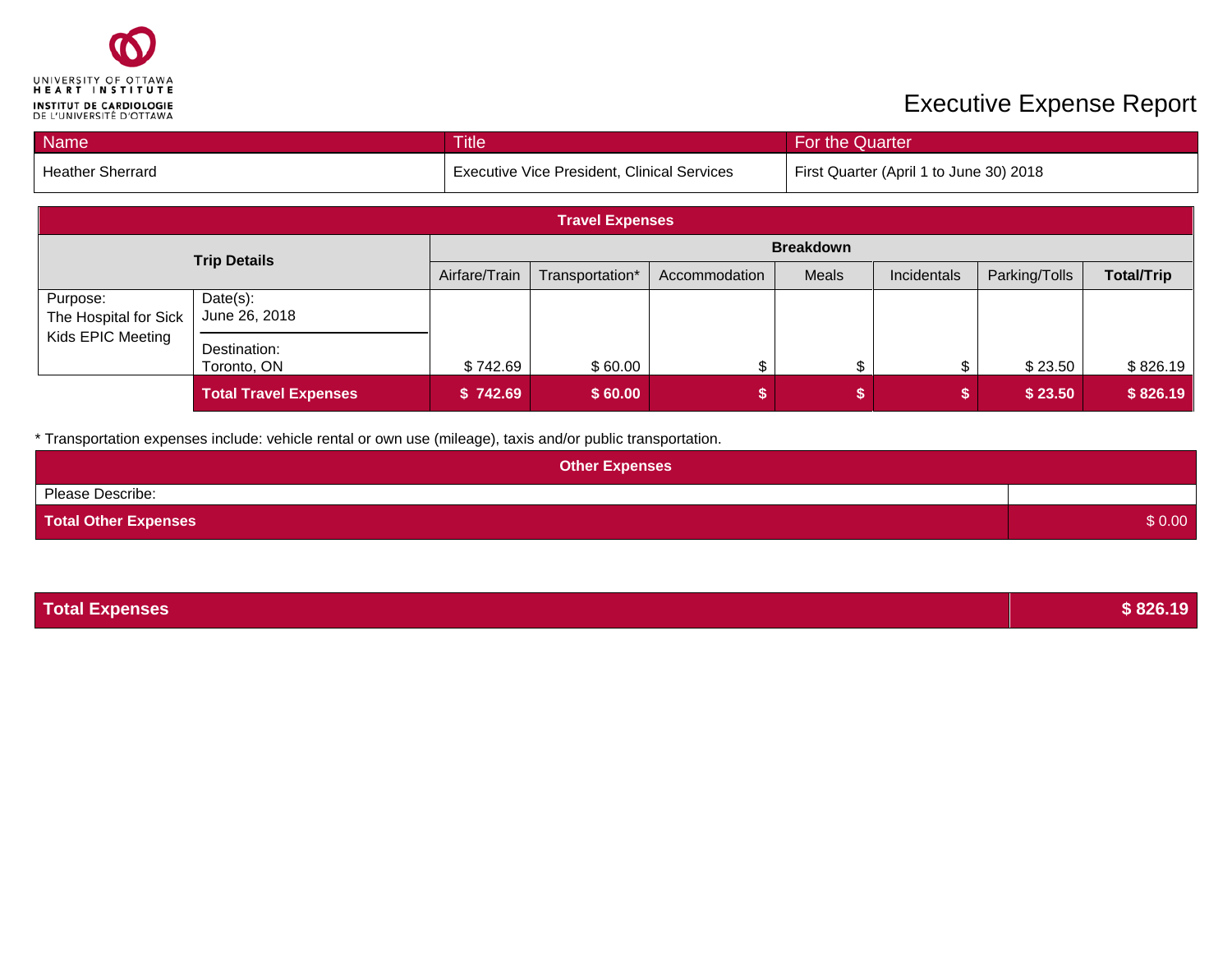UNIVERSITY OF OTTAWA HEART INSTITUTE
INSTITUT DE CARDIOLOGIE DE L'UNIVERSITÉ D'OTTAWA

# Executive Expense Report

| Name | Title | For the Quarter |
|---|---|---|
| Heather Sherrard | Executive Vice President, Clinical Services | First Quarter (April 1 to June 30) 2018 |

| Travel Expenses | | | | | | | | |
|---|---|---|---|---|---|---|---|---|
| Trip Details | | Breakdown | | | | | | |
| | | Airfare/Train | Transportation* | Accommodation | Meals | Incidentals | Parking/Tolls | **Total/Trip** |
| Purpose: The Hospital for Sick Kids EPIC Meeting | Date(s): June 26, 2018<br>Destination: Toronto, ON | $ 742.69 | $ 60.00 | $ | $ | $ | $ 23.50 | $ 826.19 |
| | **Total Travel Expenses** | **$ 742.69** | **$ 60.00** | **$** | **$** | **$** | **$ 23.50** | **$ 826.19** |

* Transportation expenses include: vehicle rental or own use (mileage), taxis and/or public transportation.

| Other Expenses | |
|---|---|
| Please Describe: | |
| **Total Other Expenses** | $ 0.00 |

| **Total Expenses** | **$ 826.19** |
|---|---|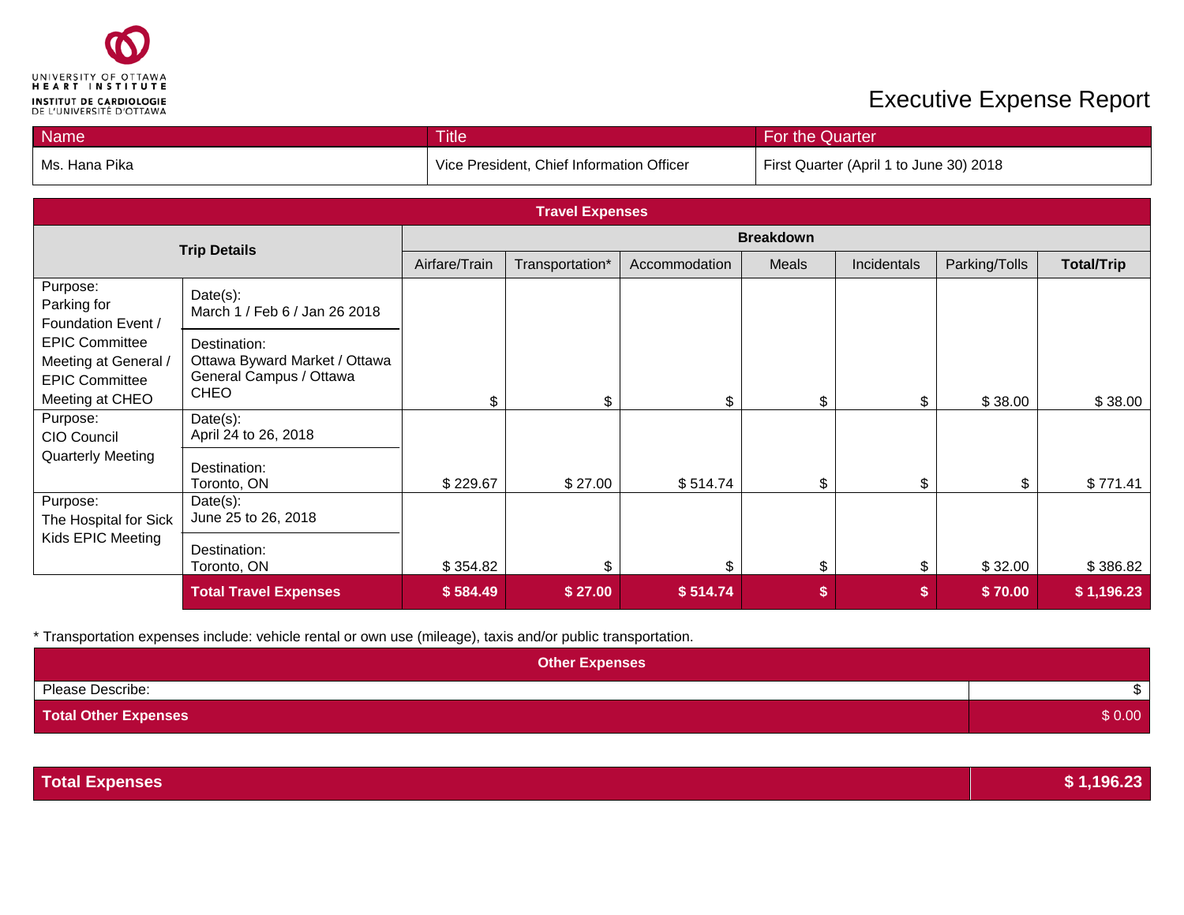UNIVERSITY OF OTTAWA HEART INSTITUTE
INSTITUT DE CARDIOLOGIE DE L'UNIVERSITÉ D'OTTAWA

# Executive Expense Report

| Name | Title | For the Quarter |
|---|---|---|
| Ms. Hana Pika | Vice President, Chief Information Officer | First Quarter (April 1 to June 30) 2018 |

| Travel Expenses | | | | | | | | | |
|---|---|---|---|---|---|---|---|---|---|
| Trip Details | | Breakdown | | | | | | | |
| | | Airfare/Train | Transportation* | Accommodation | Meals | Incidentals | Parking/Tolls | **Total/Trip** |
| Purpose: Parking for Foundation Event / EPIC Committee Meeting at General / EPIC Committee Meeting at CHEO | Date(s): March 1 / Feb 6 / Jan 26 2018<br>Destination: Ottawa Byward Market / Ottawa General Campus / Ottawa CHEO | $ | $ | $ | $ | $ | $ 38.00 | $ 38.00 |
| Purpose: CIO Council Quarterly Meeting | Date(s): April 24 to 26, 2018<br>Destination: Toronto, ON | $ 229.67 | $ 27.00 | $ 514.74 | $ | $ | $ | $ 771.41 |
| Purpose: The Hospital for Sick Kids EPIC Meeting | Date(s): June 25 to 26, 2018<br>Destination: Toronto, ON | $ 354.82 | $ | $ | $ | $ | $ 32.00 | $ 386.82 |
| | **Total Travel Expenses** | **$ 584.49** | **$ 27.00** | **$ 514.74** | **$** | **$** | **$ 70.00** | **$ 1,196.23** |

\* Transportation expenses include: vehicle rental or own use (mileage), taxis and/or public transportation.

| Other Expenses | |
|---|---|
| Please Describe: | $ |
| **Total Other Expenses** | $ 0.00 |

| **Total Expenses** | **$ 1,196.23** |
|---|---|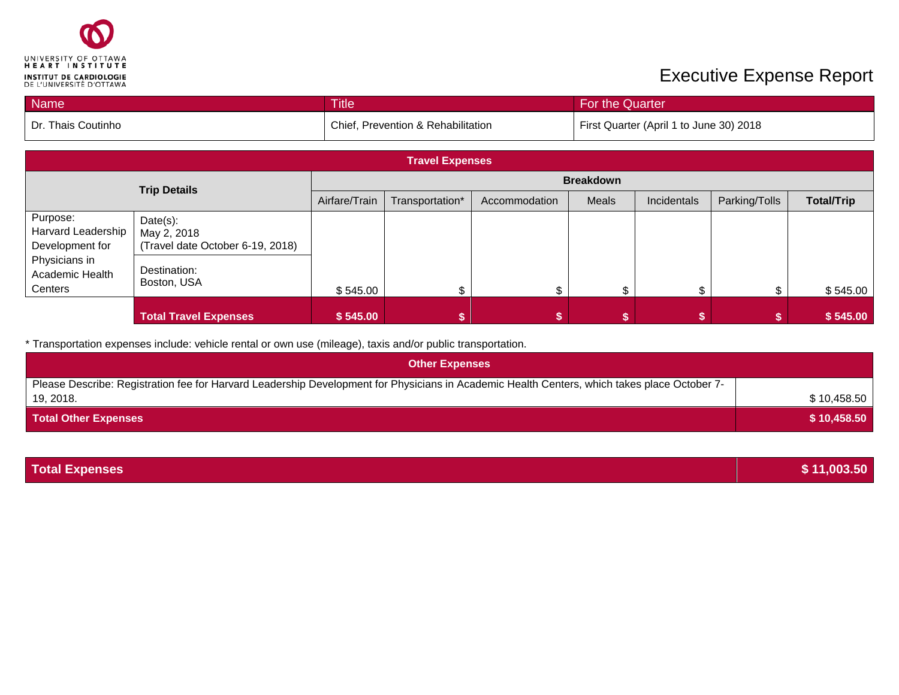UNIVERSITY OF OTTAWA HEART INSTITUTE
INSTITUT DE CARDIOLOGIE DE L'UNIVERSITÉ D'OTTAWA

# Executive Expense Report

| Name | Title | For the Quarter |
|---|---|---|
| Dr. Thais Coutinho | Chief, Prevention & Rehabilitation | First Quarter (April 1 to June 30) 2018 |

| Travel Expenses | | | | | | | | | |
|---|---|---|---|---|---|---|---|---|---|
| Trip Details | | Breakdown | | | | | | | |
| | | Airfare/Train | Transportation* | Accommodation | Meals | Incidentals | Parking/Tolls | **Total/Trip** |
| Purpose: Harvard Leadership Development for Physicians in Academic Health Centers | Date(s): May 2, 2018 (Travel date October 6-19, 2018) Destination: Boston, USA | $ 545.00 | $ | $ | $ | $ | $ | $ 545.00 |
| | **Total Travel Expenses** | **$ 545.00** | **$** | **$** | **$** | **$** | **$** | **$ 545.00** |

\* Transportation expenses include: vehicle rental or own use (mileage), taxis and/or public transportation.

| Other Expenses | |
|---|---|
| Please Describe: Registration fee for Harvard Leadership Development for Physicians in Academic Health Centers, which takes place October 7-19, 2018. | $ 10,458.50 |
| **Total Other Expenses** | **$ 10,458.50** |

| | |
|---|---|
| **Total Expenses** | **$ 11,003.50** |